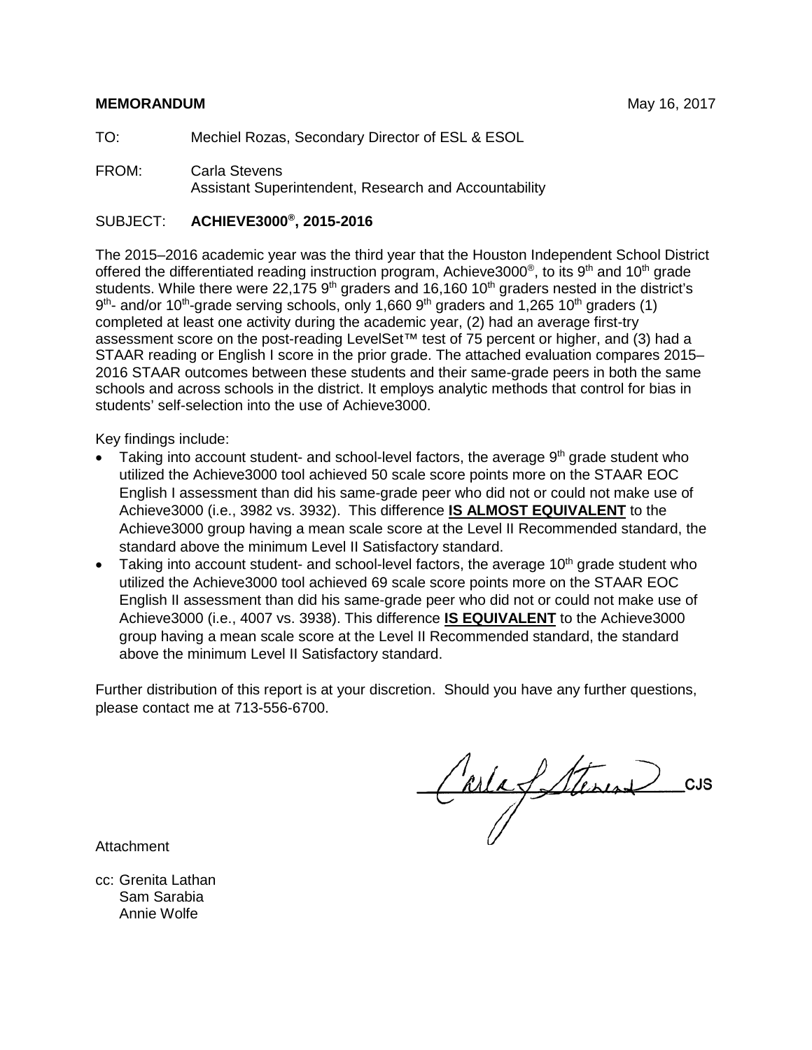**MEMORANDUM** May 16, 2017

TO: Mechiel Rozas, Secondary Director of ESL & ESOL

FROM: Carla Stevens
Assistant Superintendent, Research and Accountability

SUBJECT: **ACHIEVE3000®, 2015-2016**

The 2015–2016 academic year was the third year that the Houston Independent School District offered the differentiated reading instruction program, Achieve3000®, to its 9th and 10th grade students. While there were 22,175 9th graders and 16,160 10th graders nested in the district's 9th- and/or 10th-grade serving schools, only 1,660 9th graders and 1,265 10th graders (1) completed at least one activity during the academic year, (2) had an average first-try assessment score on the post-reading LevelSet™ test of 75 percent or higher, and (3) had a STAAR reading or English I score in the prior grade. The attached evaluation compares 2015–2016 STAAR outcomes between these students and their same-grade peers in both the same schools and across schools in the district. It employs analytic methods that control for bias in students' self-selection into the use of Achieve3000.

Key findings include:

- Taking into account student- and school-level factors, the average 9th grade student who utilized the Achieve3000 tool achieved 50 scale score points more on the STAAR EOC English I assessment than did his same-grade peer who did not or could not make use of Achieve3000 (i.e., 3982 vs. 3932). This difference **IS ALMOST EQUIVALENT** to the Achieve3000 group having a mean scale score at the Level II Recommended standard, the standard above the minimum Level II Satisfactory standard.
- Taking into account student- and school-level factors, the average 10th grade student who utilized the Achieve3000 tool achieved 69 scale score points more on the STAAR EOC English II assessment than did his same-grade peer who did not or could not make use of Achieve3000 (i.e., 4007 vs. 3938). This difference **IS EQUIVALENT** to the Achieve3000 group having a mean scale score at the Level II Recommended standard, the standard above the minimum Level II Satisfactory standard.

Further distribution of this report is at your discretion. Should you have any further questions, please contact me at 713-556-6700.

CJS

Attachment

cc: Grenita Lathan
Sam Sarabia
Annie Wolfe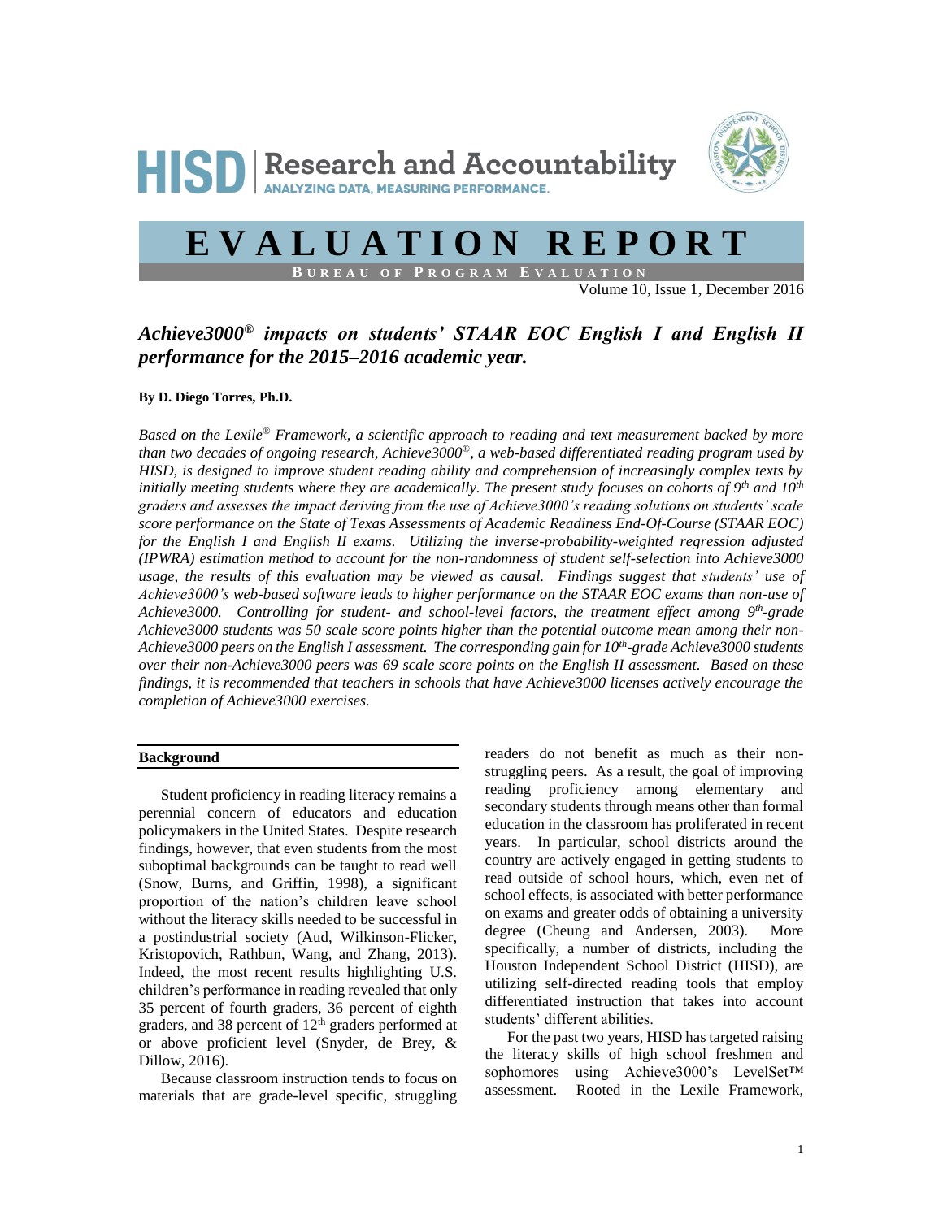# HISD | Research and Accountability

ANALYZING DATA, MEASURING PERFORMANCE.

# EVALUATION REPORT

**BUREAU OF PROGRAM EVALUATION**

Volume 10, Issue 1, December 2016

## *Achieve3000® impacts on students' STAAR EOC English I and English II performance for the 2015–2016 academic year.*

**By D. Diego Torres, Ph.D.**

*Based on the Lexile® Framework, a scientific approach to reading and text measurement backed by more than two decades of ongoing research, Achieve3000®, a web-based differentiated reading program used by HISD, is designed to improve student reading ability and comprehension of increasingly complex texts by initially meeting students where they are academically. The present study focuses on cohorts of 9th and 10th graders and assesses the impact deriving from the use of Achieve3000's reading solutions on students' scale score performance on the State of Texas Assessments of Academic Readiness End-Of-Course (STAAR EOC) for the English I and English II exams. Utilizing the inverse-probability-weighted regression adjusted (IPWRA) estimation method to account for the non-randomness of student self-selection into Achieve3000 usage, the results of this evaluation may be viewed as causal. Findings suggest that students' use of Achieve3000's web-based software leads to higher performance on the STAAR EOC exams than non-use of Achieve3000. Controlling for student- and school-level factors, the treatment effect among 9th-grade Achieve3000 students was 50 scale score points higher than the potential outcome mean among their non-Achieve3000 peers on the English I assessment. The corresponding gain for 10th-grade Achieve3000 students over their non-Achieve3000 peers was 69 scale score points on the English II assessment. Based on these findings, it is recommended that teachers in schools that have Achieve3000 licenses actively encourage the completion of Achieve3000 exercises.*

### Background

Student proficiency in reading literacy remains a perennial concern of educators and education policymakers in the United States. Despite research findings, however, that even students from the most suboptimal backgrounds can be taught to read well (Snow, Burns, and Griffin, 1998), a significant proportion of the nation's children leave school without the literacy skills needed to be successful in a postindustrial society (Aud, Wilkinson-Flicker, Kristopovich, Rathbun, Wang, and Zhang, 2013). Indeed, the most recent results highlighting U.S. children's performance in reading revealed that only 35 percent of fourth graders, 36 percent of eighth graders, and 38 percent of 12th graders performed at or above proficient level (Snyder, de Brey, & Dillow, 2016).

Because classroom instruction tends to focus on materials that are grade-level specific, struggling readers do not benefit as much as their non-struggling peers. As a result, the goal of improving reading proficiency among elementary and secondary students through means other than formal education in the classroom has proliferated in recent years. In particular, school districts around the country are actively engaged in getting students to read outside of school hours, which, even net of school effects, is associated with better performance on exams and greater odds of obtaining a university degree (Cheung and Andersen, 2003). More specifically, a number of districts, including the Houston Independent School District (HISD), are utilizing self-directed reading tools that employ differentiated instruction that takes into account students' different abilities.

For the past two years, HISD has targeted raising the literacy skills of high school freshmen and sophomores using Achieve3000's LevelSet™ assessment. Rooted in the Lexile Framework,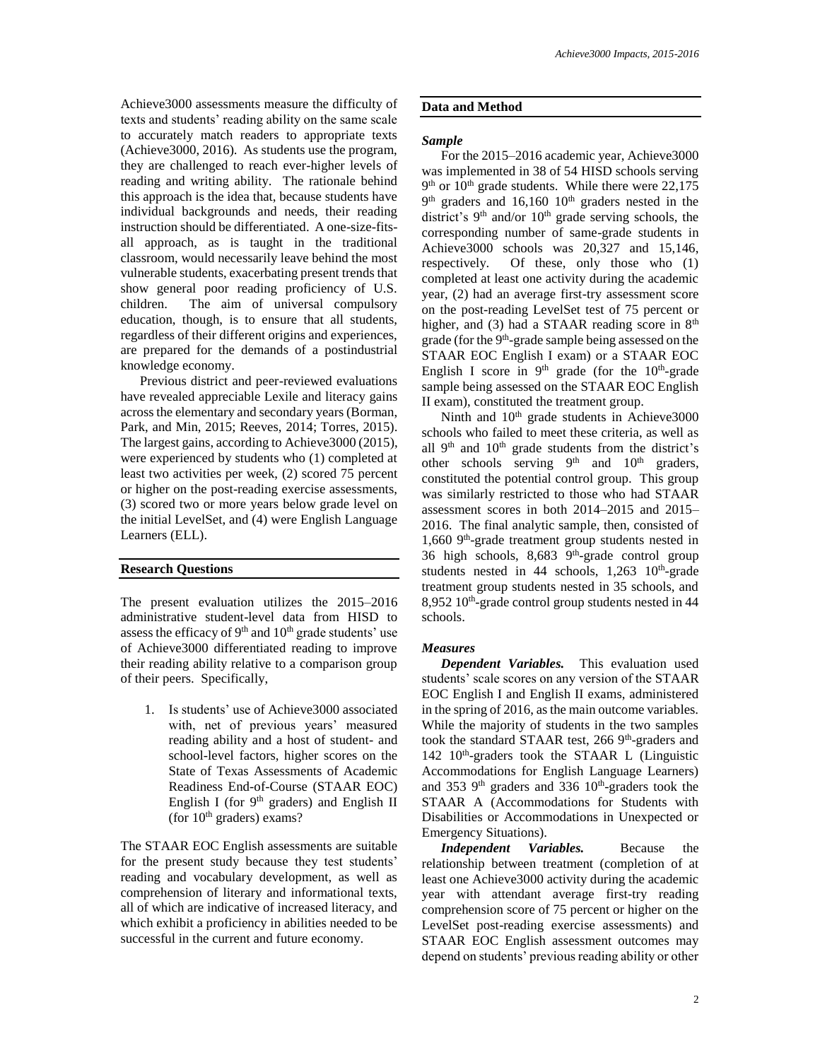Achieve3000 assessments measure the difficulty of texts and students' reading ability on the same scale to accurately match readers to appropriate texts (Achieve3000, 2016). As students use the program, they are challenged to reach ever-higher levels of reading and writing ability. The rationale behind this approach is the idea that, because students have individual backgrounds and needs, their reading instruction should be differentiated. A one-size-fits-all approach, as is taught in the traditional classroom, would necessarily leave behind the most vulnerable students, exacerbating present trends that show general poor reading proficiency of U.S. children. The aim of universal compulsory education, though, is to ensure that all students, regardless of their different origins and experiences, are prepared for the demands of a postindustrial knowledge economy.

Previous district and peer-reviewed evaluations have revealed appreciable Lexile and literacy gains across the elementary and secondary years (Borman, Park, and Min, 2015; Reeves, 2014; Torres, 2015). The largest gains, according to Achieve3000 (2015), were experienced by students who (1) completed at least two activities per week, (2) scored 75 percent or higher on the post-reading exercise assessments, (3) scored two or more years below grade level on the initial LevelSet, and (4) were English Language Learners (ELL).

## Research Questions

The present evaluation utilizes the 2015–2016 administrative student-level data from HISD to assess the efficacy of 9th and 10th grade students' use of Achieve3000 differentiated reading to improve their reading ability relative to a comparison group of their peers. Specifically,

1. Is students' use of Achieve3000 associated with, net of previous years' measured reading ability and a host of student- and school-level factors, higher scores on the State of Texas Assessments of Academic Readiness End-of-Course (STAAR EOC) English I (for 9th graders) and English II (for 10th graders) exams?

The STAAR EOC English assessments are suitable for the present study because they test students' reading and vocabulary development, as well as comprehension of literary and informational texts, all of which are indicative of increased literacy, and which exhibit a proficiency in abilities needed to be successful in the current and future economy.

## Data and Method

### *Sample*

For the 2015–2016 academic year, Achieve3000 was implemented in 38 of 54 HISD schools serving 9th or 10th grade students. While there were 22,175 9th graders and 16,160 10th graders nested in the district's 9th and/or 10th grade serving schools, the corresponding number of same-grade students in Achieve3000 schools was 20,327 and 15,146, respectively. Of these, only those who (1) completed at least one activity during the academic year, (2) had an average first-try assessment score on the post-reading LevelSet test of 75 percent or higher, and (3) had a STAAR reading score in 8th grade (for the 9th-grade sample being assessed on the STAAR EOC English I exam) or a STAAR EOC English I score in 9th grade (for the 10th-grade sample being assessed on the STAAR EOC English II exam), constituted the treatment group.

Ninth and 10th grade students in Achieve3000 schools who failed to meet these criteria, as well as all 9th and 10th grade students from the district's other schools serving 9th and 10th graders, constituted the potential control group. This group was similarly restricted to those who had STAAR assessment scores in both 2014–2015 and 2015–2016. The final analytic sample, then, consisted of 1,660 9th-grade treatment group students nested in 36 high schools, 8,683 9th-grade control group students nested in 44 schools, 1,263 10th-grade treatment group students nested in 35 schools, and 8,952 10th-grade control group students nested in 44 schools.

### *Measures*

***Dependent Variables.*** This evaluation used students' scale scores on any version of the STAAR EOC English I and English II exams, administered in the spring of 2016, as the main outcome variables. While the majority of students in the two samples took the standard STAAR test, 266 9th-graders and 142 10th-graders took the STAAR L (Linguistic Accommodations for English Language Learners) and 353 9th graders and 336 10th-graders took the STAAR A (Accommodations for Students with Disabilities or Accommodations in Unexpected or Emergency Situations).

***Independent Variables.*** Because the relationship between treatment (completion of at least one Achieve3000 activity during the academic year with attendant average first-try reading comprehension score of 75 percent or higher on the LevelSet post-reading exercise assessments) and STAAR EOC English assessment outcomes may depend on students' previous reading ability or other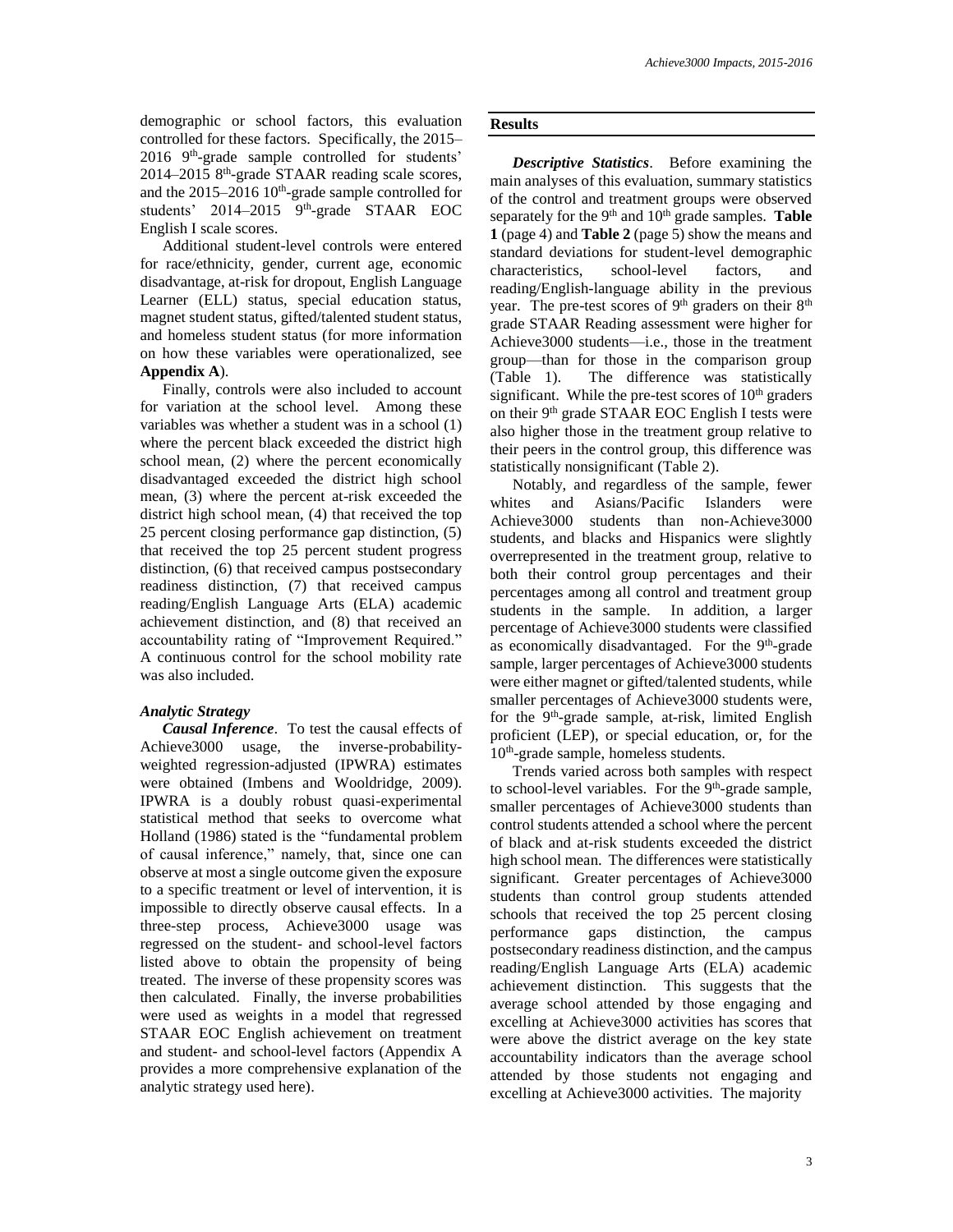demographic or school factors, this evaluation controlled for these factors. Specifically, the 2015–2016 9th-grade sample controlled for students' 2014–2015 8th-grade STAAR reading scale scores, and the 2015–2016 10th-grade sample controlled for students' 2014–2015 9th-grade STAAR EOC English I scale scores.

Additional student-level controls were entered for race/ethnicity, gender, current age, economic disadvantage, at-risk for dropout, English Language Learner (ELL) status, special education status, magnet student status, gifted/talented student status, and homeless student status (for more information on how these variables were operationalized, see **Appendix A**).

Finally, controls were also included to account for variation at the school level. Among these variables was whether a student was in a school (1) where the percent black exceeded the district high school mean, (2) where the percent economically disadvantaged exceeded the district high school mean, (3) where the percent at-risk exceeded the district high school mean, (4) that received the top 25 percent closing performance gap distinction, (5) that received the top 25 percent student progress distinction, (6) that received campus postsecondary readiness distinction, (7) that received campus reading/English Language Arts (ELA) academic achievement distinction, and (8) that received an accountability rating of "Improvement Required." A continuous control for the school mobility rate was also included.

### *Analytic Strategy*

***Causal Inference***. To test the causal effects of Achieve3000 usage, the inverse-probability-weighted regression-adjusted (IPWRA) estimates were obtained (Imbens and Wooldridge, 2009). IPWRA is a doubly robust quasi-experimental statistical method that seeks to overcome what Holland (1986) stated is the "fundamental problem of causal inference," namely, that, since one can observe at most a single outcome given the exposure to a specific treatment or level of intervention, it is impossible to directly observe causal effects. In a three-step process, Achieve3000 usage was regressed on the student- and school-level factors listed above to obtain the propensity of being treated. The inverse of these propensity scores was then calculated. Finally, the inverse probabilities were used as weights in a model that regressed STAAR EOC English achievement on treatment and student- and school-level factors (Appendix A provides a more comprehensive explanation of the analytic strategy used here).

## Results

***Descriptive Statistics***. Before examining the main analyses of this evaluation, summary statistics of the control and treatment groups were observed separately for the 9th and 10th grade samples. **Table 1** (page 4) and **Table 2** (page 5) show the means and standard deviations for student-level demographic characteristics, school-level factors, and reading/English-language ability in the previous year. The pre-test scores of 9th graders on their 8th grade STAAR Reading assessment were higher for Achieve3000 students—i.e., those in the treatment group—than for those in the comparison group (Table 1). The difference was statistically significant. While the pre-test scores of 10th graders on their 9th grade STAAR EOC English I tests were also higher those in the treatment group relative to their peers in the control group, this difference was statistically nonsignificant (Table 2).

Notably, and regardless of the sample, fewer whites and Asians/Pacific Islanders were Achieve3000 students than non-Achieve3000 students, and blacks and Hispanics were slightly overrepresented in the treatment group, relative to both their control group percentages and their percentages among all control and treatment group students in the sample. In addition, a larger percentage of Achieve3000 students were classified as economically disadvantaged. For the 9th-grade sample, larger percentages of Achieve3000 students were either magnet or gifted/talented students, while smaller percentages of Achieve3000 students were, for the 9th-grade sample, at-risk, limited English proficient (LEP), or special education, or, for the 10th-grade sample, homeless students.

Trends varied across both samples with respect to school-level variables. For the 9th-grade sample, smaller percentages of Achieve3000 students than control students attended a school where the percent of black and at-risk students exceeded the district high school mean. The differences were statistically significant. Greater percentages of Achieve3000 students than control group students attended schools that received the top 25 percent closing performance gaps distinction, the campus postsecondary readiness distinction, and the campus reading/English Language Arts (ELA) academic achievement distinction. This suggests that the average school attended by those engaging and excelling at Achieve3000 activities has scores that were above the district average on the key state accountability indicators than the average school attended by those students not engaging and excelling at Achieve3000 activities. The majority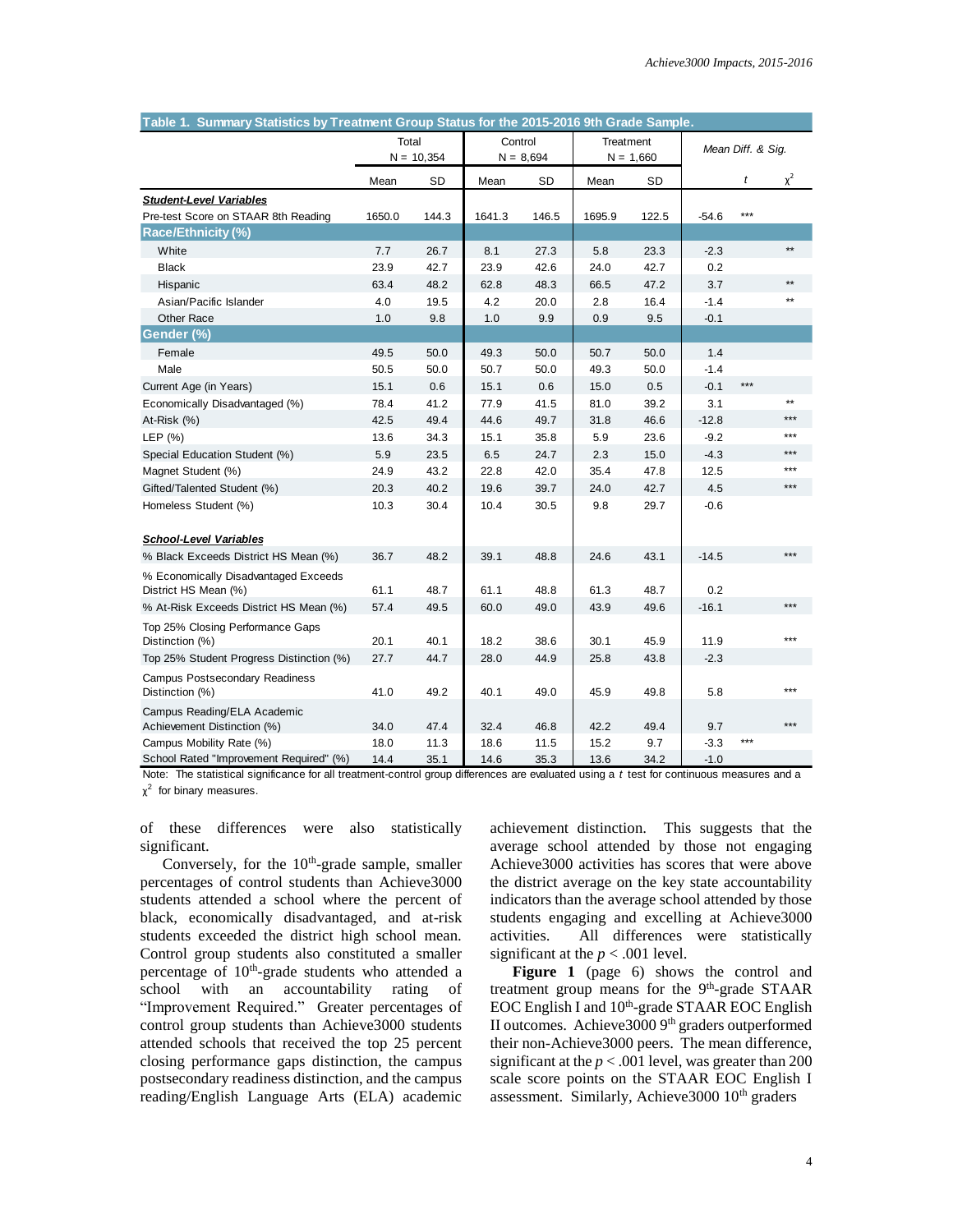**Table 1. Summary Statistics by Treatment Group Status for the 2015-2016 9th Grade Sample.**

| | Total N = 10,354 | | Control N = 8,694 | | Treatment N = 1,660 | | Mean Diff. & Sig. | | |
|---|---|---|---|---|---|---|---|---|---|
| | Mean | SD | Mean | SD | Mean | SD | | $t$ | $\chi^2$ |
| ***Student-Level Variables*** | | | | | | | | | |
| Pre-test Score on STAAR 8th Reading | 1650.0 | 144.3 | 1641.3 | 146.5 | 1695.9 | 122.5 | -54.6 | *** | |
| **Race/Ethnicity (%)** | | | | | | | | | |
| White | 7.7 | 26.7 | 8.1 | 27.3 | 5.8 | 23.3 | -2.3 | | ** |
| Black | 23.9 | 42.7 | 23.9 | 42.6 | 24.0 | 42.7 | 0.2 | | |
| Hispanic | 63.4 | 48.2 | 62.8 | 48.3 | 66.5 | 47.2 | 3.7 | | ** |
| Asian/Pacific Islander | 4.0 | 19.5 | 4.2 | 20.0 | 2.8 | 16.4 | -1.4 | | ** |
| Other Race | 1.0 | 9.8 | 1.0 | 9.9 | 0.9 | 9.5 | -0.1 | | |
| **Gender (%)** | | | | | | | | | |
| Female | 49.5 | 50.0 | 49.3 | 50.0 | 50.7 | 50.0 | 1.4 | | |
| Male | 50.5 | 50.0 | 50.7 | 50.0 | 49.3 | 50.0 | -1.4 | | |
| Current Age (in Years) | 15.1 | 0.6 | 15.1 | 0.6 | 15.0 | 0.5 | -0.1 | *** | |
| Economically Disadvantaged (%) | 78.4 | 41.2 | 77.9 | 41.5 | 81.0 | 39.2 | 3.1 | | ** |
| At-Risk (%) | 42.5 | 49.4 | 44.6 | 49.7 | 31.8 | 46.6 | -12.8 | | *** |
| LEP (%) | 13.6 | 34.3 | 15.1 | 35.8 | 5.9 | 23.6 | -9.2 | | *** |
| Special Education Student (%) | 5.9 | 23.5 | 6.5 | 24.7 | 2.3 | 15.0 | -4.3 | | *** |
| Magnet Student (%) | 24.9 | 43.2 | 22.8 | 42.0 | 35.4 | 47.8 | 12.5 | | *** |
| Gifted/Talented Student (%) | 20.3 | 40.2 | 19.6 | 39.7 | 24.0 | 42.7 | 4.5 | | *** |
| Homeless Student (%) | 10.3 | 30.4 | 10.4 | 30.5 | 9.8 | 29.7 | -0.6 | | |
| ***School-Level Variables*** | | | | | | | | | |
| % Black Exceeds District HS Mean (%) | 36.7 | 48.2 | 39.1 | 48.8 | 24.6 | 43.1 | -14.5 | | *** |
| % Economically Disadvantaged Exceeds District HS Mean (%) | 61.1 | 48.7 | 61.1 | 48.8 | 61.3 | 48.7 | 0.2 | | |
| % At-Risk Exceeds District HS Mean (%) | 57.4 | 49.5 | 60.0 | 49.0 | 43.9 | 49.6 | -16.1 | | *** |
| Top 25% Closing Performance Gaps Distinction (%) | 20.1 | 40.1 | 18.2 | 38.6 | 30.1 | 45.9 | 11.9 | | *** |
| Top 25% Student Progress Distinction (%) | 27.7 | 44.7 | 28.0 | 44.9 | 25.8 | 43.8 | -2.3 | | |
| Campus Postsecondary Readiness Distinction (%) | 41.0 | 49.2 | 40.1 | 49.0 | 45.9 | 49.8 | 5.8 | | *** |
| Campus Reading/ELA Academic Achievement Distinction (%) | 34.0 | 47.4 | 32.4 | 46.8 | 42.2 | 49.4 | 9.7 | | *** |
| Campus Mobility Rate (%) | 18.0 | 11.3 | 18.6 | 11.5 | 15.2 | 9.7 | -3.3 | *** | |
| School Rated "Improvement Required" (%) | 14.4 | 35.1 | 14.6 | 35.3 | 13.6 | 34.2 | -1.0 | | |

Note: The statistical significance for all treatment-control group differences are evaluated using a $t$ test for continuous measures and a $\chi^2$ for binary measures.

of these differences were also statistically significant.

Conversely, for the 10th-grade sample, smaller percentages of control students than Achieve3000 students attended a school where the percent of black, economically disadvantaged, and at-risk students exceeded the district high school mean. Control group students also constituted a smaller percentage of 10th-grade students who attended a school with an accountability rating of "Improvement Required." Greater percentages of control group students than Achieve3000 students attended schools that received the top 25 percent closing performance gaps distinction, the campus postsecondary readiness distinction, and the campus reading/English Language Arts (ELA) academic achievement distinction. This suggests that the average school attended by those not engaging Achieve3000 activities has scores that were above the district average on the key state accountability indicators than the average school attended by those students engaging and excelling at Achieve3000 activities. All differences were statistically significant at the $p < .001$ level.

**Figure 1** (page 6) shows the control and treatment group means for the 9th-grade STAAR EOC English I and 10th-grade STAAR EOC English II outcomes. Achieve3000 9th graders outperformed their non-Achieve3000 peers. The mean difference, significant at the $p < .001$ level, was greater than 200 scale score points on the STAAR EOC English I assessment. Similarly, Achieve3000 10th graders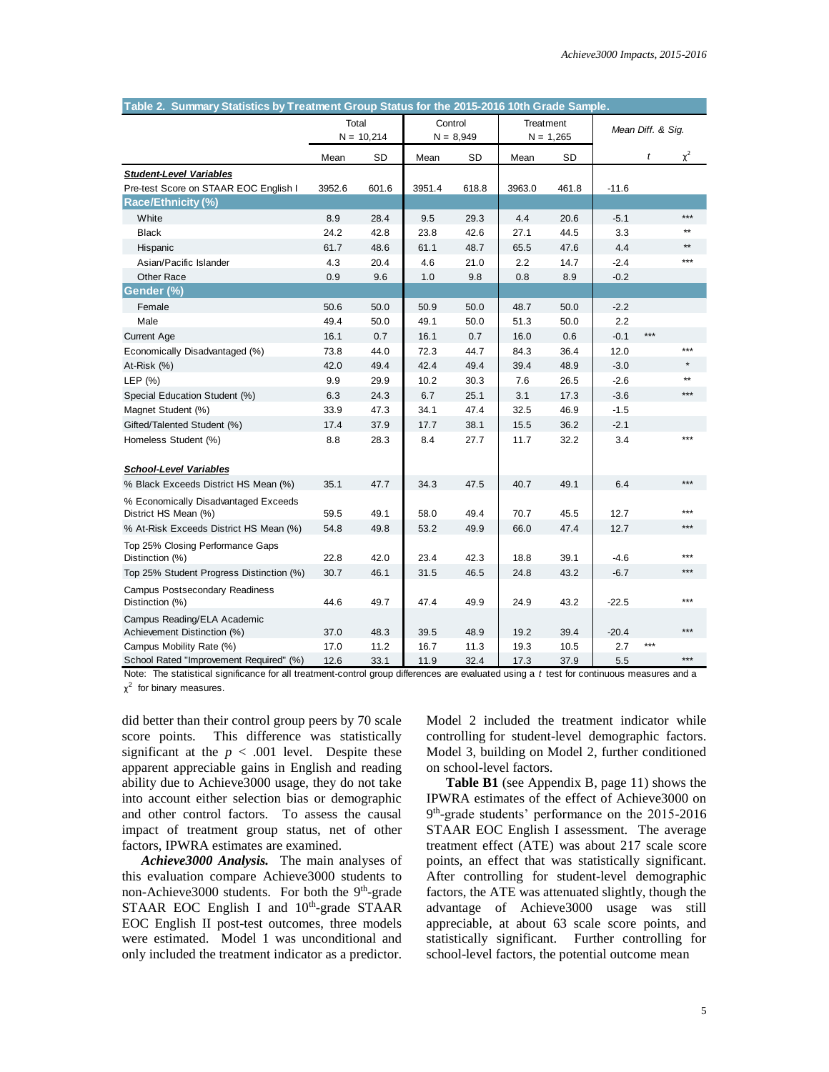**Table 2. Summary Statistics by Treatment Group Status for the 2015-2016 10th Grade Sample.**

| | Total N = 10,214 | | Control N = 8,949 | | Treatment N = 1,265 | | Mean Diff. & Sig. | | |
|---|---|---|---|---|---|---|---|---|---|
| | Mean | SD | Mean | SD | Mean | SD | | $t$ | $\chi^2$ |
| ***Student-Level Variables*** | | | | | | | | | |
| Pre-test Score on STAAR EOC English I | 3952.6 | 601.6 | 3951.4 | 618.8 | 3963.0 | 461.8 | -11.6 | | |
| **Race/Ethnicity (%)** | | | | | | | | | |
| White | 8.9 | 28.4 | 9.5 | 29.3 | 4.4 | 20.6 | -5.1 | | *** |
| Black | 24.2 | 42.8 | 23.8 | 42.6 | 27.1 | 44.5 | 3.3 | | ** |
| Hispanic | 61.7 | 48.6 | 61.1 | 48.7 | 65.5 | 47.6 | 4.4 | | ** |
| Asian/Pacific Islander | 4.3 | 20.4 | 4.6 | 21.0 | 2.2 | 14.7 | -2.4 | | *** |
| Other Race | 0.9 | 9.6 | 1.0 | 9.8 | 0.8 | 8.9 | -0.2 | | |
| **Gender (%)** | | | | | | | | | |
| Female | 50.6 | 50.0 | 50.9 | 50.0 | 48.7 | 50.0 | -2.2 | | |
| Male | 49.4 | 50.0 | 49.1 | 50.0 | 51.3 | 50.0 | 2.2 | | |
| Current Age | 16.1 | 0.7 | 16.1 | 0.7 | 16.0 | 0.6 | -0.1 | *** | |
| Economically Disadvantaged (%) | 73.8 | 44.0 | 72.3 | 44.7 | 84.3 | 36.4 | 12.0 | | *** |
| At-Risk (%) | 42.0 | 49.4 | 42.4 | 49.4 | 39.4 | 48.9 | -3.0 | | * |
| LEP (%) | 9.9 | 29.9 | 10.2 | 30.3 | 7.6 | 26.5 | -2.6 | | ** |
| Special Education Student (%) | 6.3 | 24.3 | 6.7 | 25.1 | 3.1 | 17.3 | -3.6 | | *** |
| Magnet Student (%) | 33.9 | 47.3 | 34.1 | 47.4 | 32.5 | 46.9 | -1.5 | | |
| Gifted/Talented Student (%) | 17.4 | 37.9 | 17.7 | 38.1 | 15.5 | 36.2 | -2.1 | | |
| Homeless Student (%) | 8.8 | 28.3 | 8.4 | 27.7 | 11.7 | 32.2 | 3.4 | | *** |
| ***School-Level Variables*** | | | | | | | | | |
| % Black Exceeds District HS Mean (%) | 35.1 | 47.7 | 34.3 | 47.5 | 40.7 | 49.1 | 6.4 | | *** |
| % Economically Disadvantaged Exceeds District HS Mean (%) | 59.5 | 49.1 | 58.0 | 49.4 | 70.7 | 45.5 | 12.7 | | *** |
| % At-Risk Exceeds District HS Mean (%) | 54.8 | 49.8 | 53.2 | 49.9 | 66.0 | 47.4 | 12.7 | | *** |
| Top 25% Closing Performance Gaps Distinction (%) | 22.8 | 42.0 | 23.4 | 42.3 | 18.8 | 39.1 | -4.6 | | *** |
| Top 25% Student Progress Distinction (%) | 30.7 | 46.1 | 31.5 | 46.5 | 24.8 | 43.2 | -6.7 | | *** |
| Campus Postsecondary Readiness Distinction (%) | 44.6 | 49.7 | 47.4 | 49.9 | 24.9 | 43.2 | -22.5 | | *** |
| Campus Reading/ELA Academic Achievement Distinction (%) | 37.0 | 48.3 | 39.5 | 48.9 | 19.2 | 39.4 | -20.4 | | *** |
| Campus Mobility Rate (%) | 17.0 | 11.2 | 16.7 | 11.3 | 19.3 | 10.5 | 2.7 | *** | |
| School Rated "Improvement Required" (%) | 12.6 | 33.1 | 11.9 | 32.4 | 17.3 | 37.9 | 5.5 | | *** |

Note: The statistical significance for all treatment-control group differences are evaluated using a $t$ test for continuous measures and a $\chi^2$ for binary measures.

did better than their control group peers by 70 scale score points. This difference was statistically significant at the $p < .001$ level. Despite these apparent appreciable gains in English and reading ability due to Achieve3000 usage, they do not take into account either selection bias or demographic and other control factors. To assess the causal impact of treatment group status, net of other factors, IPWRA estimates are examined.

***Achieve3000 Analysis.*** The main analyses of this evaluation compare Achieve3000 students to non-Achieve3000 students. For both the 9th-grade STAAR EOC English I and 10th-grade STAAR EOC English II post-test outcomes, three models were estimated. Model 1 was unconditional and only included the treatment indicator as a predictor. Model 2 included the treatment indicator while controlling for student-level demographic factors. Model 3, building on Model 2, further conditioned on school-level factors.

**Table B1** (see Appendix B, page 11) shows the IPWRA estimates of the effect of Achieve3000 on 9th-grade students' performance on the 2015-2016 STAAR EOC English I assessment. The average treatment effect (ATE) was about 217 scale score points, an effect that was statistically significant. After controlling for student-level demographic factors, the ATE was attenuated slightly, though the advantage of Achieve3000 usage was still appreciable, at about 63 scale score points, and statistically significant. Further controlling for school-level factors, the potential outcome mean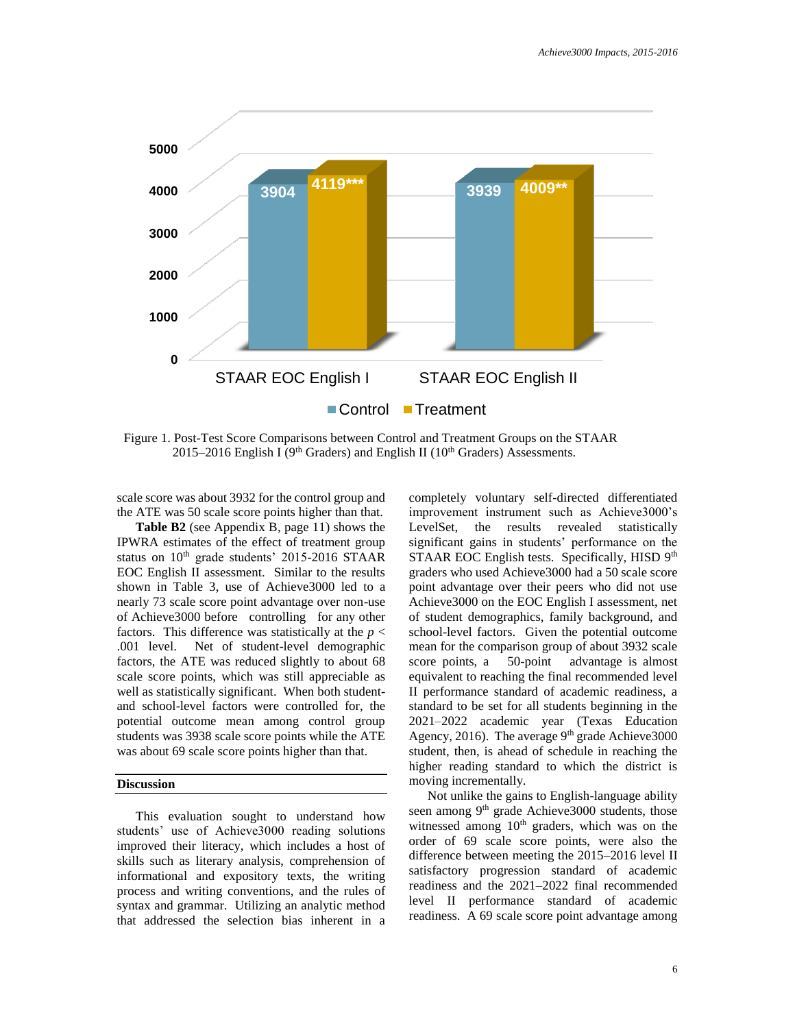Figure 1. Post-Test Score Comparisons between Control and Treatment Groups on the STAAR 2015–2016 English I (9th Graders) and English II (10th Graders) Assessments.

scale score was about 3932 for the control group and the ATE was 50 scale score points higher than that.

**Table B2** (see Appendix B, page 11) shows the IPWRA estimates of the effect of treatment group status on 10th grade students' 2015-2016 STAAR EOC English II assessment. Similar to the results shown in Table 3, use of Achieve3000 led to a nearly 73 scale score point advantage over non-use of Achieve3000 before controlling for any other factors. This difference was statistically at the $p < .001$ level. Net of student-level demographic factors, the ATE was reduced slightly to about 68 scale score points, which was still appreciable as well as statistically significant. When both student- and school-level factors were controlled for, the potential outcome mean among control group students was 3938 scale score points while the ATE was about 69 scale score points higher than that.

## Discussion

This evaluation sought to understand how students' use of Achieve3000 reading solutions improved their literacy, which includes a host of skills such as literary analysis, comprehension of informational and expository texts, the writing process and writing conventions, and the rules of syntax and grammar. Utilizing an analytic method that addressed the selection bias inherent in a completely voluntary self-directed differentiated improvement instrument such as Achieve3000's LevelSet, the results revealed statistically significant gains in students' performance on the STAAR EOC English tests. Specifically, HISD 9th graders who used Achieve3000 had a 50 scale score point advantage over their peers who did not use Achieve3000 on the EOC English I assessment, net of student demographics, family background, and school-level factors. Given the potential outcome mean for the comparison group of about 3932 scale score points, a 50-point advantage is almost equivalent to reaching the final recommended level II performance standard of academic readiness, a standard to be set for all students beginning in the 2021–2022 academic year (Texas Education Agency, 2016). The average 9th grade Achieve3000 student, then, is ahead of schedule in reaching the higher reading standard to which the district is moving incrementally.

Not unlike the gains to English-language ability seen among 9th grade Achieve3000 students, those witnessed among 10th graders, which was on the order of 69 scale score points, were also the difference between meeting the 2015–2016 level II satisfactory progression standard of academic readiness and the 2021–2022 final recommended level II performance standard of academic readiness. A 69 scale score point advantage among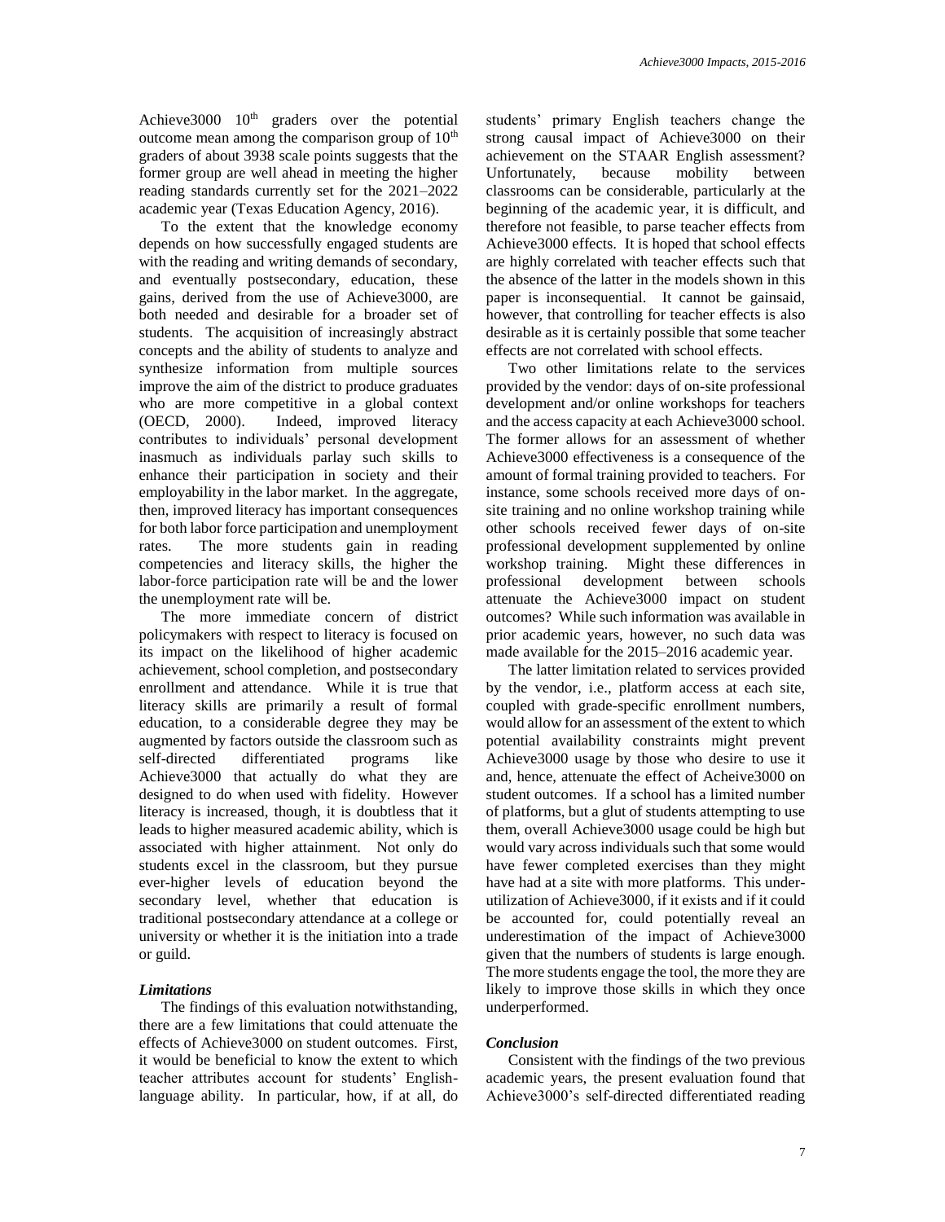Achieve3000 10th graders over the potential outcome mean among the comparison group of 10th graders of about 3938 scale points suggests that the former group are well ahead in meeting the higher reading standards currently set for the 2021–2022 academic year (Texas Education Agency, 2016).

To the extent that the knowledge economy depends on how successfully engaged students are with the reading and writing demands of secondary, and eventually postsecondary, education, these gains, derived from the use of Achieve3000, are both needed and desirable for a broader set of students. The acquisition of increasingly abstract concepts and the ability of students to analyze and synthesize information from multiple sources improve the aim of the district to produce graduates who are more competitive in a global context (OECD, 2000). Indeed, improved literacy contributes to individuals' personal development inasmuch as individuals parlay such skills to enhance their participation in society and their employability in the labor market. In the aggregate, then, improved literacy has important consequences for both labor force participation and unemployment rates. The more students gain in reading competencies and literacy skills, the higher the labor-force participation rate will be and the lower the unemployment rate will be.

The more immediate concern of district policymakers with respect to literacy is focused on its impact on the likelihood of higher academic achievement, school completion, and postsecondary enrollment and attendance. While it is true that literacy skills are primarily a result of formal education, to a considerable degree they may be augmented by factors outside the classroom such as self-directed differentiated programs like Achieve3000 that actually do what they are designed to do when used with fidelity. However literacy is increased, though, it is doubtless that it leads to higher measured academic ability, which is associated with higher attainment. Not only do students excel in the classroom, but they pursue ever-higher levels of education beyond the secondary level, whether that education is traditional postsecondary attendance at a college or university or whether it is the initiation into a trade or guild.

### *Limitations*

The findings of this evaluation notwithstanding, there are a few limitations that could attenuate the effects of Achieve3000 on student outcomes. First, it would be beneficial to know the extent to which teacher attributes account for students' English-language ability. In particular, how, if at all, do students' primary English teachers change the strong causal impact of Achieve3000 on their achievement on the STAAR English assessment? Unfortunately, because mobility between classrooms can be considerable, particularly at the beginning of the academic year, it is difficult, and therefore not feasible, to parse teacher effects from Achieve3000 effects. It is hoped that school effects are highly correlated with teacher effects such that the absence of the latter in the models shown in this paper is inconsequential. It cannot be gainsaid, however, that controlling for teacher effects is also desirable as it is certainly possible that some teacher effects are not correlated with school effects.

Two other limitations relate to the services provided by the vendor: days of on-site professional development and/or online workshops for teachers and the access capacity at each Achieve3000 school. The former allows for an assessment of whether Achieve3000 effectiveness is a consequence of the amount of formal training provided to teachers. For instance, some schools received more days of on-site training and no online workshop training while other schools received fewer days of on-site professional development supplemented by online workshop training. Might these differences in professional development between schools attenuate the Achieve3000 impact on student outcomes? While such information was available in prior academic years, however, no such data was made available for the 2015–2016 academic year.

The latter limitation related to services provided by the vendor, i.e., platform access at each site, coupled with grade-specific enrollment numbers, would allow for an assessment of the extent to which potential availability constraints might prevent Achieve3000 usage by those who desire to use it and, hence, attenuate the effect of Acheive3000 on student outcomes. If a school has a limited number of platforms, but a glut of students attempting to use them, overall Achieve3000 usage could be high but would vary across individuals such that some would have fewer completed exercises than they might have had at a site with more platforms. This under-utilization of Achieve3000, if it exists and if it could be accounted for, could potentially reveal an underestimation of the impact of Achieve3000 given that the numbers of students is large enough. The more students engage the tool, the more they are likely to improve those skills in which they once underperformed.

### *Conclusion*

Consistent with the findings of the two previous academic years, the present evaluation found that Achieve3000's self-directed differentiated reading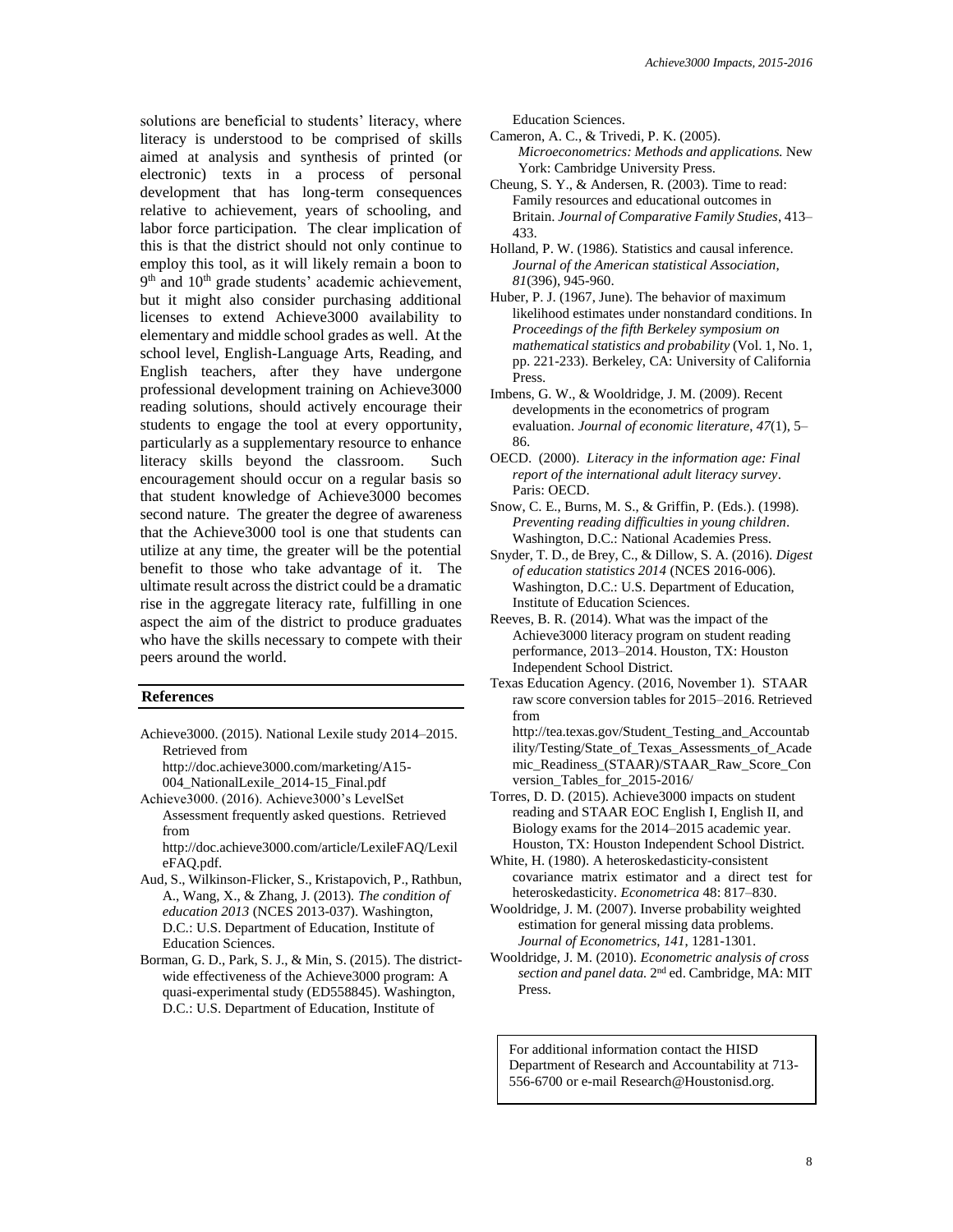solutions are beneficial to students' literacy, where literacy is understood to be comprised of skills aimed at analysis and synthesis of printed (or electronic) texts in a process of personal development that has long-term consequences relative to achievement, years of schooling, and labor force participation. The clear implication of this is that the district should not only continue to employ this tool, as it will likely remain a boon to 9th and 10th grade students' academic achievement, but it might also consider purchasing additional licenses to extend Achieve3000 availability to elementary and middle school grades as well. At the school level, English-Language Arts, Reading, and English teachers, after they have undergone professional development training on Achieve3000 reading solutions, should actively encourage their students to engage the tool at every opportunity, particularly as a supplementary resource to enhance literacy skills beyond the classroom. Such encouragement should occur on a regular basis so that student knowledge of Achieve3000 becomes second nature. The greater the degree of awareness that the Achieve3000 tool is one that students can utilize at any time, the greater will be the potential benefit to those who take advantage of it. The ultimate result across the district could be a dramatic rise in the aggregate literacy rate, fulfilling in one aspect the aim of the district to produce graduates who have the skills necessary to compete with their peers around the world.

## References

Achieve3000. (2015). National Lexile study 2014–2015. Retrieved from http://doc.achieve3000.com/marketing/A15-004_NationalLexile_2014-15_Final.pdf

Achieve3000. (2016). Achieve3000's LevelSet Assessment frequently asked questions. Retrieved from http://doc.achieve3000.com/article/LexileFAQ/LexileFAQ.pdf.

Aud, S., Wilkinson-Flicker, S., Kristapovich, P., Rathbun, A., Wang, X., & Zhang, J. (2013). *The condition of education 2013* (NCES 2013-037). Washington, D.C.: U.S. Department of Education, Institute of Education Sciences.

Borman, G. D., Park, S. J., & Min, S. (2015). The district-wide effectiveness of the Achieve3000 program: A quasi-experimental study (ED558845). Washington, D.C.: U.S. Department of Education, Institute of Education Sciences.

Cameron, A. C., & Trivedi, P. K. (2005). *Microeconometrics: Methods and applications.* New York: Cambridge University Press.

Cheung, S. Y., & Andersen, R. (2003). Time to read: Family resources and educational outcomes in Britain. *Journal of Comparative Family Studies*, 413–433.

Holland, P. W. (1986). Statistics and causal inference. *Journal of the American statistical Association, 81*(396), 945-960.

Huber, P. J. (1967, June). The behavior of maximum likelihood estimates under nonstandard conditions. In *Proceedings of the fifth Berkeley symposium on mathematical statistics and probability* (Vol. 1, No. 1, pp. 221-233). Berkeley, CA: University of California Press.

Imbens, G. W., & Wooldridge, J. M. (2009). Recent developments in the econometrics of program evaluation. *Journal of economic literature*, *47*(1), 5–86.

OECD. (2000). *Literacy in the information age: Final report of the international adult literacy survey*. Paris: OECD.

Snow, C. E., Burns, M. S., & Griffin, P. (Eds.). (1998). *Preventing reading difficulties in young children*. Washington, D.C.: National Academies Press.

Snyder, T. D., de Brey, C., & Dillow, S. A. (2016). *Digest of education statistics 2014* (NCES 2016-006). Washington, D.C.: U.S. Department of Education, Institute of Education Sciences.

Reeves, B. R. (2014). What was the impact of the Achieve3000 literacy program on student reading performance, 2013–2014. Houston, TX: Houston Independent School District.

Texas Education Agency. (2016, November 1). STAAR raw score conversion tables for 2015–2016. Retrieved from http://tea.texas.gov/Student_Testing_and_Accountability/Testing/State_of_Texas_Assessments_of_Academic_Readiness_(STAAR)/STAAR_Raw_Score_Conversion_Tables_for_2015-2016/

Torres, D. D. (2015). Achieve3000 impacts on student reading and STAAR EOC English I, English II, and Biology exams for the 2014–2015 academic year. Houston, TX: Houston Independent School District.

White, H. (1980). A heteroskedasticity-consistent covariance matrix estimator and a direct test for heteroskedasticity. *Econometrica* 48: 817–830.

Wooldridge, J. M. (2007). Inverse probability weighted estimation for general missing data problems. *Journal of Econometrics*, *141*, 1281-1301.

Wooldridge, J. M. (2010). *Econometric analysis of cross section and panel data.* 2nd ed. Cambridge, MA: MIT Press.

For additional information contact the HISD Department of Research and Accountability at 713-556-6700 or e-mail Research@Houstonisd.org.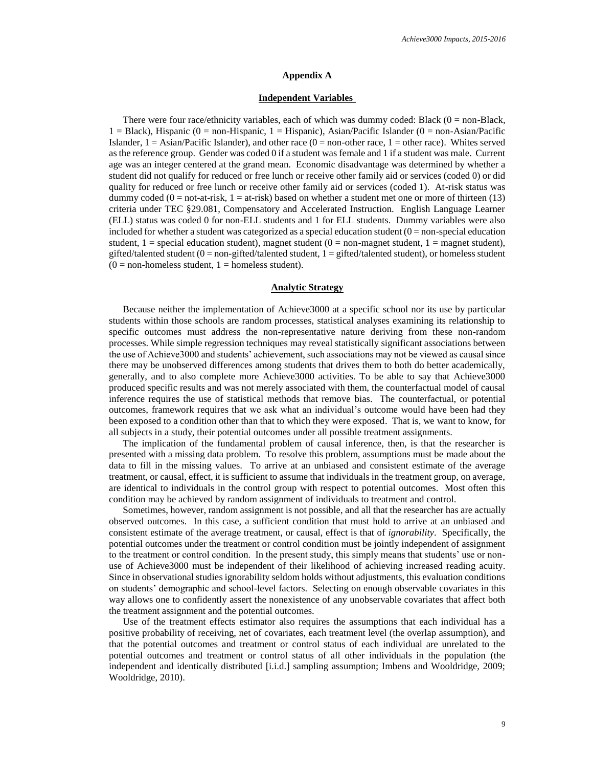## Appendix A

### Independent Variables

There were four race/ethnicity variables, each of which was dummy coded: Black (0 = non-Black, 1 = Black), Hispanic (0 = non-Hispanic, 1 = Hispanic), Asian/Pacific Islander (0 = non-Asian/Pacific Islander, 1 = Asian/Pacific Islander), and other race (0 = non-other race, 1 = other race). Whites served as the reference group. Gender was coded 0 if a student was female and 1 if a student was male. Current age was an integer centered at the grand mean. Economic disadvantage was determined by whether a student did not qualify for reduced or free lunch or receive other family aid or services (coded 0) or did quality for reduced or free lunch or receive other family aid or services (coded 1). At-risk status was dummy coded (0 = not-at-risk, 1 = at-risk) based on whether a student met one or more of thirteen (13) criteria under TEC §29.081, Compensatory and Accelerated Instruction. English Language Learner (ELL) status was coded 0 for non-ELL students and 1 for ELL students. Dummy variables were also included for whether a student was categorized as a special education student (0 = non-special education student, 1 = special education student), magnet student (0 = non-magnet student, 1 = magnet student), gifted/talented student (0 = non-gifted/talented student, 1 = gifted/talented student), or homeless student (0 = non-homeless student, 1 = homeless student).

### Analytic Strategy

Because neither the implementation of Achieve3000 at a specific school nor its use by particular students within those schools are random processes, statistical analyses examining its relationship to specific outcomes must address the non-representative nature deriving from these non-random processes. While simple regression techniques may reveal statistically significant associations between the use of Achieve3000 and students' achievement, such associations may not be viewed as causal since there may be unobserved differences among students that drives them to both do better academically, generally, and to also complete more Achieve3000 activities. To be able to say that Achieve3000 produced specific results and was not merely associated with them, the counterfactual model of causal inference requires the use of statistical methods that remove bias. The counterfactual, or potential outcomes, framework requires that we ask what an individual's outcome would have been had they been exposed to a condition other than that to which they were exposed. That is, we want to know, for all subjects in a study, their potential outcomes under all possible treatment assignments.

The implication of the fundamental problem of causal inference, then, is that the researcher is presented with a missing data problem. To resolve this problem, assumptions must be made about the data to fill in the missing values. To arrive at an unbiased and consistent estimate of the average treatment, or causal, effect, it is sufficient to assume that individuals in the treatment group, on average, are identical to individuals in the control group with respect to potential outcomes. Most often this condition may be achieved by random assignment of individuals to treatment and control.

Sometimes, however, random assignment is not possible, and all that the researcher has are actually observed outcomes. In this case, a sufficient condition that must hold to arrive at an unbiased and consistent estimate of the average treatment, or causal, effect is that of *ignorability*. Specifically, the potential outcomes under the treatment or control condition must be jointly independent of assignment to the treatment or control condition. In the present study, this simply means that students' use or non-use of Achieve3000 must be independent of their likelihood of achieving increased reading acuity. Since in observational studies ignorability seldom holds without adjustments, this evaluation conditions on students' demographic and school-level factors. Selecting on enough observable covariates in this way allows one to confidently assert the nonexistence of any unobservable covariates that affect both the treatment assignment and the potential outcomes.

Use of the treatment effects estimator also requires the assumptions that each individual has a positive probability of receiving, net of covariates, each treatment level (the overlap assumption), and that the potential outcomes and treatment or control status of each individual are unrelated to the potential outcomes and treatment or control status of all other individuals in the population (the independent and identically distributed [i.i.d.] sampling assumption; Imbens and Wooldridge, 2009; Wooldridge, 2010).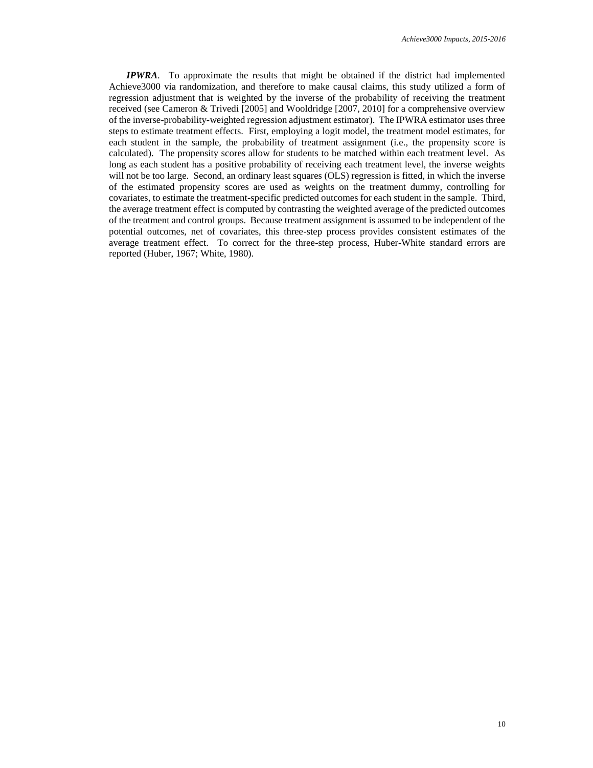***IPWRA***. To approximate the results that might be obtained if the district had implemented Achieve3000 via randomization, and therefore to make causal claims, this study utilized a form of regression adjustment that is weighted by the inverse of the probability of receiving the treatment received (see Cameron & Trivedi [2005] and Wooldridge [2007, 2010] for a comprehensive overview of the inverse-probability-weighted regression adjustment estimator). The IPWRA estimator uses three steps to estimate treatment effects. First, employing a logit model, the treatment model estimates, for each student in the sample, the probability of treatment assignment (i.e., the propensity score is calculated). The propensity scores allow for students to be matched within each treatment level. As long as each student has a positive probability of receiving each treatment level, the inverse weights will not be too large. Second, an ordinary least squares (OLS) regression is fitted, in which the inverse of the estimated propensity scores are used as weights on the treatment dummy, controlling for covariates, to estimate the treatment-specific predicted outcomes for each student in the sample. Third, the average treatment effect is computed by contrasting the weighted average of the predicted outcomes of the treatment and control groups. Because treatment assignment is assumed to be independent of the potential outcomes, net of covariates, this three-step process provides consistent estimates of the average treatment effect. To correct for the three-step process, Huber-White standard errors are reported (Huber, 1967; White, 1980).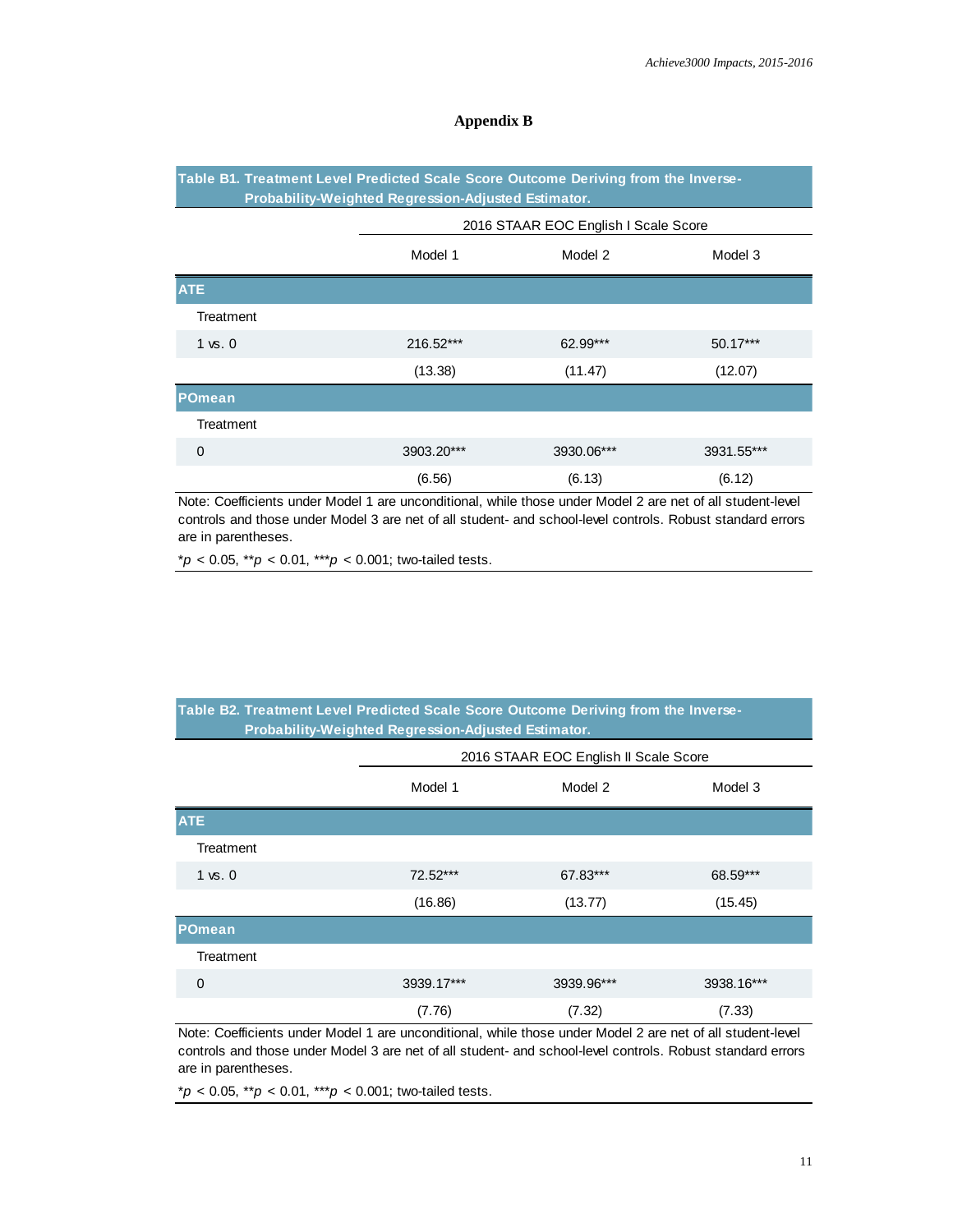# Appendix B

**Table B1. Treatment Level Predicted Scale Score Outcome Deriving from the Inverse-Probability-Weighted Regression-Adjusted Estimator.**

| | 2016 STAAR EOC English I Scale Score | | |
|---|---|---|---|
| | Model 1 | Model 2 | Model 3 |
| **ATE** | | | |
| Treatment | | | |
| 1 vs. 0 | 216.52*** | 62.99*** | 50.17*** |
| | (13.38) | (11.47) | (12.07) |
| **POmean** | | | |
| Treatment | | | |
| 0 | 3903.20*** | 3930.06*** | 3931.55*** |
| | (6.56) | (6.13) | (6.12) |

Note: Coefficients under Model 1 are unconditional, while those under Model 2 are net of all student-level controls and those under Model 3 are net of all student- and school-level controls. Robust standard errors are in parentheses.

*$p$ < 0.05, **$p$ < 0.01, ***$p$ < 0.001; two-tailed tests.

**Table B2. Treatment Level Predicted Scale Score Outcome Deriving from the Inverse-Probability-Weighted Regression-Adjusted Estimator.**

| | 2016 STAAR EOC English II Scale Score | | |
|---|---|---|---|
| | Model 1 | Model 2 | Model 3 |
| **ATE** | | | |
| Treatment | | | |
| 1 vs. 0 | 72.52*** | 67.83*** | 68.59*** |
| | (16.86) | (13.77) | (15.45) |
| **POmean** | | | |
| Treatment | | | |
| 0 | 3939.17*** | 3939.96*** | 3938.16*** |
| | (7.76) | (7.32) | (7.33) |

Note: Coefficients under Model 1 are unconditional, while those under Model 2 are net of all student-level controls and those under Model 3 are net of all student- and school-level controls. Robust standard errors are in parentheses.

*$p$ < 0.05, **$p$ < 0.01, ***$p$ < 0.001; two-tailed tests.